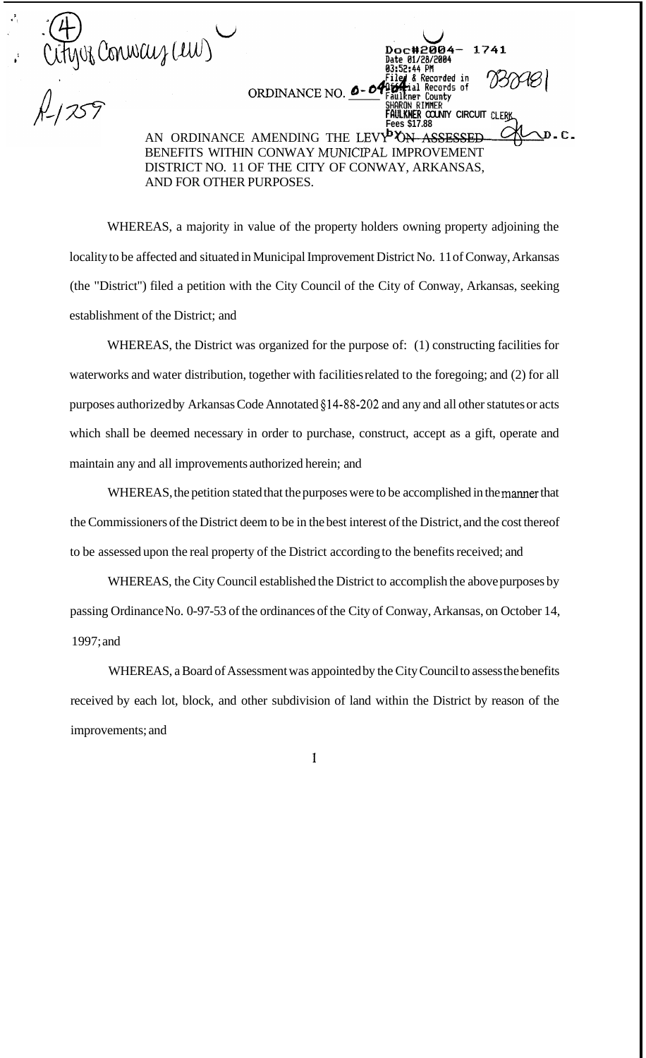(4) City of Conway (cw)

R-1259

Doc#2004- 1741
Date 01/28/2004
03:52:44 PM
Filed & Recorded in
Official Records of
Faulkner County
SHARON RIMMER
FAULKNER COUNTY CIRCUIT CLERK
Fees $17.88

733981

ORDINANCE NO. O-04-04

AN ORDINANCE AMENDING THE LEVY ON ASSESSED BENEFITS WITHIN CONWAY MUNICIPAL IMPROVEMENT DISTRICT NO. 11 OF THE CITY OF CONWAY, ARKANSAS, AND FOR OTHER PURPOSES.

WHEREAS, a majority in value of the property holders owning property adjoining the locality to be affected and situated in Municipal Improvement District No. 11 of Conway, Arkansas (the "District") filed a petition with the City Council of the City of Conway, Arkansas, seeking establishment of the District; and

WHEREAS, the District was organized for the purpose of: (1) constructing facilities for waterworks and water distribution, together with facilities related to the foregoing; and (2) for all purposes authorized by Arkansas Code Annotated §14-88-202 and any and all other statutes or acts which shall be deemed necessary in order to purchase, construct, accept as a gift, operate and maintain any and all improvements authorized herein; and

WHEREAS, the petition stated that the purposes were to be accomplished in the manner that the Commissioners of the District deem to be in the best interest of the District, and the cost thereof to be assessed upon the real property of the District according to the benefits received; and

WHEREAS, the City Council established the District to accomplish the above purposes by passing Ordinance No. 0-97-53 of the ordinances of the City of Conway, Arkansas, on October 14, 1997; and

WHEREAS, a Board of Assessment was appointed by the City Council to assess the benefits received by each lot, block, and other subdivision of land within the District by reason of the improvements; and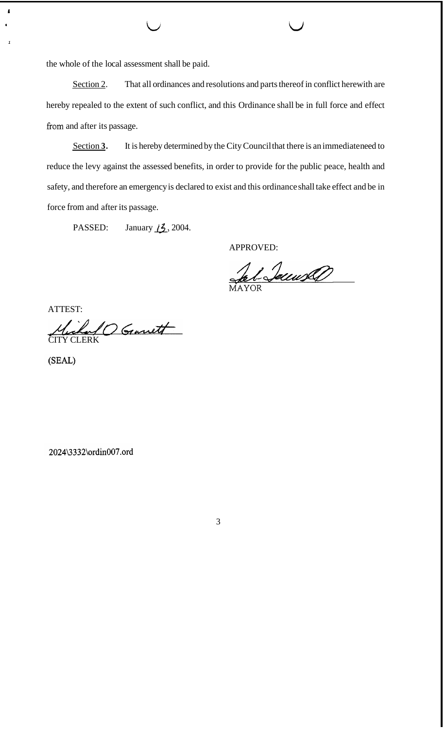the whole of the local assessment shall be paid.

<u>Section 2</u>. That all ordinances and resolutions and parts thereof in conflict herewith are hereby repealed to the extent of such conflict, and this Ordinance shall be in full force and effect from and after its passage.

<u>Section</u> **3.** It is hereby determined by the City Council that there is an immediate need to reduce the levy against the assessed benefits, in order to provide for the public peace, health and safety, and therefore an emergency is declared to exist and this ordinance shall take effect and be in force from and after its passage.

PASSED: January 13, 2004.

APPROVED:

MAYOR

ATTEST:

CITY CLERK

(SEAL)

2024\3332\ordin007.ord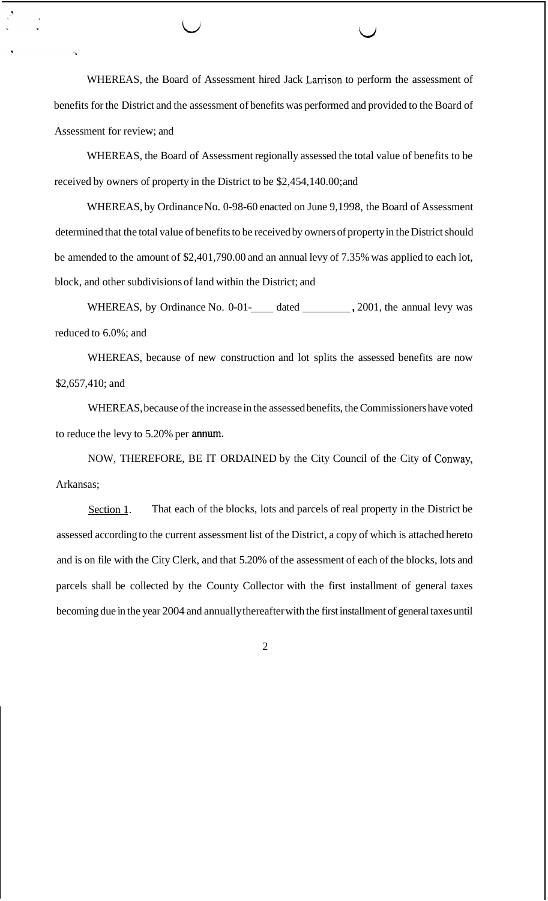WHEREAS, the Board of Assessment hired Jack Larrison to perform the assessment of benefits for the District and the assessment of benefits was performed and provided to the Board of Assessment for review; and

WHEREAS, the Board of Assessment regionally assessed the total value of benefits to be received by owners of property in the District to be $2,454,140.00; and

WHEREAS, by Ordinance No. 0-98-60 enacted on June 9,1998, the Board of Assessment determined that the total value of benefits to be received by owners of property in the District should be amended to the amount of $2,401,790.00 and an annual levy of 7.35% was applied to each lot, block, and other subdivisions of land within the District; and

WHEREAS, by Ordinance No. 0-01-\_\_\_\_ dated \_\_\_\_\_\_\_\_\_, 2001, the annual levy was reduced to 6.0%; and

WHEREAS, because of new construction and lot splits the assessed benefits are now $2,657,410; and

WHEREAS, because of the increase in the assessed benefits, the Commissioners have voted to reduce the levy to 5.20% per annum.

NOW, THEREFORE, BE IT ORDAINED by the City Council of the City of Conway, Arkansas;

Section 1. That each of the blocks, lots and parcels of real property in the District be assessed according to the current assessment list of the District, a copy of which is attached hereto and is on file with the City Clerk, and that 5.20% of the assessment of each of the blocks, lots and parcels shall be collected by the County Collector with the first installment of general taxes becoming due in the year 2004 and annually thereafter with the first installment of general taxes until